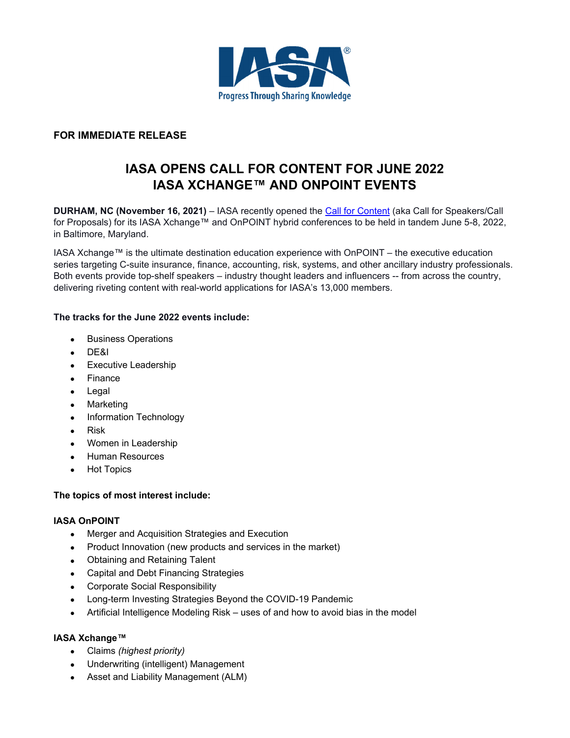IASA®

Progress Through Sharing Knowledge

**FOR IMMEDIATE RELEASE**

# IASA OPENS CALL FOR CONTENT FOR JUNE 2022 IASA XCHANGE™ AND ONPOINT EVENTS

**DURHAM, NC (November 16, 2021)** – IASA recently opened the Call for Content (aka Call for Speakers/Call for Proposals) for its IASA Xchange™ and OnPOINT hybrid conferences to be held in tandem June 5-8, 2022, in Baltimore, Maryland.

IASA Xchange™ is the ultimate destination education experience with OnPOINT – the executive education series targeting C-suite insurance, finance, accounting, risk, systems, and other ancillary industry professionals. Both events provide top-shelf speakers – industry thought leaders and influencers -- from across the country, delivering riveting content with real-world applications for IASA's 13,000 members.

**The tracks for the June 2022 events include:**

- Business Operations
- DE&I
- Executive Leadership
- Finance
- Legal
- Marketing
- Information Technology
- Risk
- Women in Leadership
- Human Resources
- Hot Topics

**The topics of most interest include:**

**IASA OnPOINT**

- Merger and Acquisition Strategies and Execution
- Product Innovation (new products and services in the market)
- Obtaining and Retaining Talent
- Capital and Debt Financing Strategies
- Corporate Social Responsibility
- Long-term Investing Strategies Beyond the COVID-19 Pandemic
- Artificial Intelligence Modeling Risk – uses of and how to avoid bias in the model

**IASA Xchange™**

- Claims *(highest priority)*
- Underwriting (intelligent) Management
- Asset and Liability Management (ALM)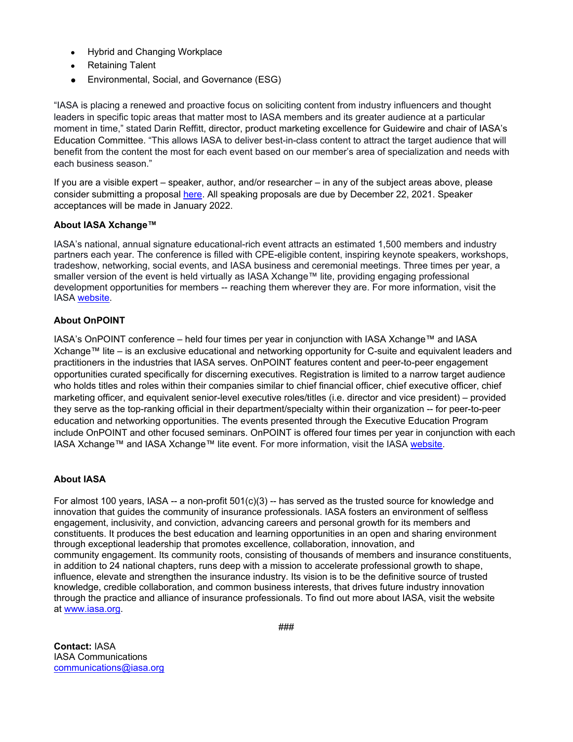- Hybrid and Changing Workplace
- Retaining Talent
- Environmental, Social, and Governance (ESG)

"IASA is placing a renewed and proactive focus on soliciting content from industry influencers and thought leaders in specific topic areas that matter most to IASA members and its greater audience at a particular moment in time," stated Darin Reffitt, director, product marketing excellence for Guidewire and chair of IASA's Education Committee. "This allows IASA to deliver best-in-class content to attract the target audience that will benefit from the content the most for each event based on our member's area of specialization and needs with each business season."

If you are a visible expert – speaker, author, and/or researcher – in any of the subject areas above, please consider submitting a proposal here. All speaking proposals are due by December 22, 2021. Speaker acceptances will be made in January 2022.

**About IASA Xchange™**

IASA's national, annual signature educational-rich event attracts an estimated 1,500 members and industry partners each year. The conference is filled with CPE-eligible content, inspiring keynote speakers, workshops, tradeshow, networking, social events, and IASA business and ceremonial meetings. Three times per year, a smaller version of the event is held virtually as IASA Xchange™ lite, providing engaging professional development opportunities for members -- reaching them wherever they are. For more information, visit the IASA website.

**About OnPOINT**

IASA's OnPOINT conference – held four times per year in conjunction with IASA Xchange™ and IASA Xchange™ lite – is an exclusive educational and networking opportunity for C-suite and equivalent leaders and practitioners in the industries that IASA serves. OnPOINT features content and peer-to-peer engagement opportunities curated specifically for discerning executives. Registration is limited to a narrow target audience who holds titles and roles within their companies similar to chief financial officer, chief executive officer, chief marketing officer, and equivalent senior-level executive roles/titles (i.e. director and vice president) – provided they serve as the top-ranking official in their department/specialty within their organization -- for peer-to-peer education and networking opportunities. The events presented through the Executive Education Program include OnPOINT and other focused seminars. OnPOINT is offered four times per year in conjunction with each IASA Xchange™ and IASA Xchange™ lite event. For more information, visit the IASA website.

**About IASA**

For almost 100 years, IASA -- a non-profit 501(c)(3) -- has served as the trusted source for knowledge and innovation that guides the community of insurance professionals. IASA fosters an environment of selfless engagement, inclusivity, and conviction, advancing careers and personal growth for its members and constituents. It produces the best education and learning opportunities in an open and sharing environment through exceptional leadership that promotes excellence, collaboration, innovation, and community engagement. Its community roots, consisting of thousands of members and insurance constituents, in addition to 24 national chapters, runs deep with a mission to accelerate professional growth to shape, influence, elevate and strengthen the insurance industry. Its vision is to be the definitive source of trusted knowledge, credible collaboration, and common business interests, that drives future industry innovation through the practice and alliance of insurance professionals. To find out more about IASA, visit the website at www.iasa.org.

###

**Contact:** IASA
IASA Communications
communications@iasa.org